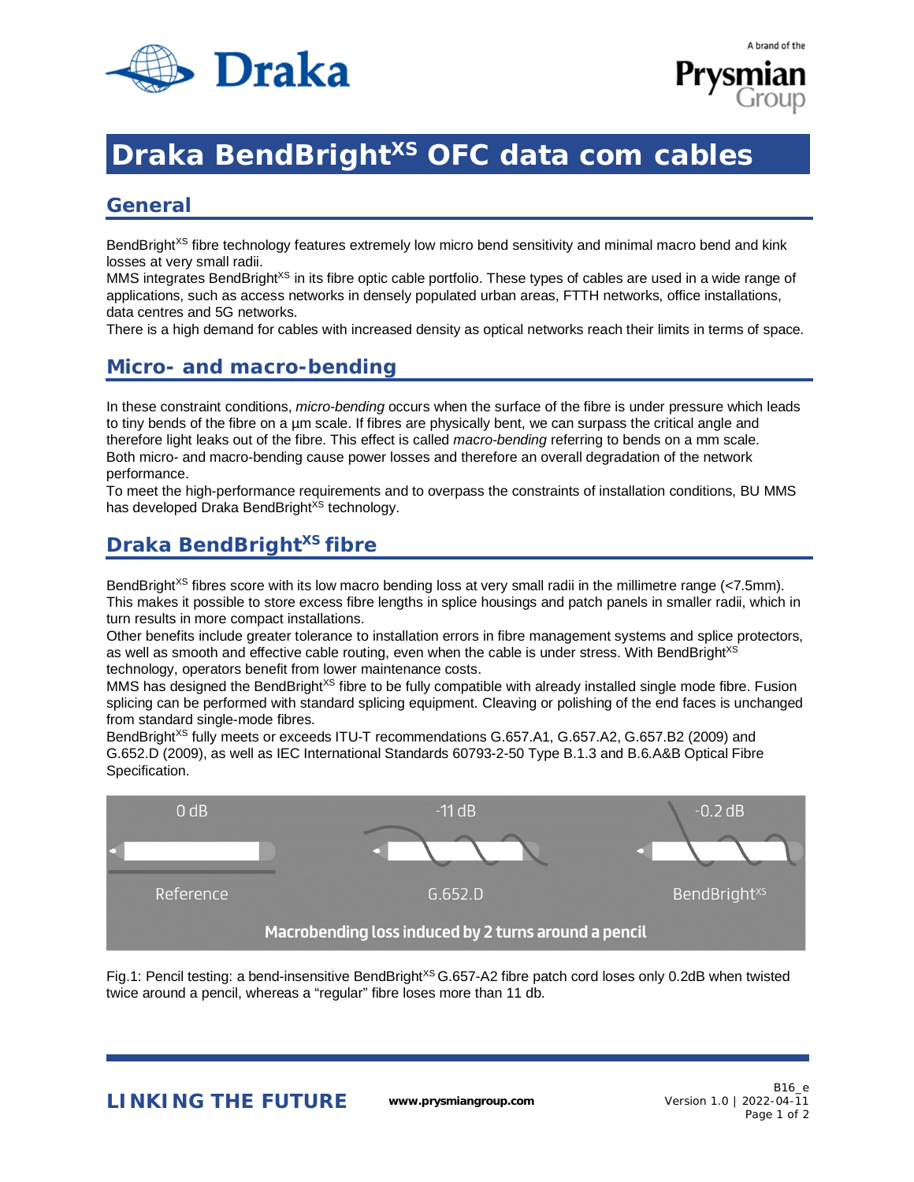# Draka BendBright$^{XS}$ OFC data com cables

## General

BendBright$^{XS}$ fibre technology features extremely low micro bend sensitivity and minimal macro bend and kink losses at very small radii.
MMS integrates BendBright$^{XS}$ in its fibre optic cable portfolio. These types of cables are used in a wide range of applications, such as access networks in densely populated urban areas, FTTH networks, office installations, data centres and 5G networks.
There is a high demand for cables with increased density as optical networks reach their limits in terms of space.

## Micro- and macro-bending

In these constraint conditions, *micro-bending* occurs when the surface of the fibre is under pressure which leads to tiny bends of the fibre on a µm scale. If fibres are physically bent, we can surpass the critical angle and therefore light leaks out of the fibre. This effect is called *macro-bending* referring to bends on a mm scale.
Both micro- and macro-bending cause power losses and therefore an overall degradation of the network performance.
To meet the high-performance requirements and to overpass the constraints of installation conditions, BU MMS has developed Draka BendBright$^{XS}$ technology.

## Draka BendBright$^{XS}$ fibre

BendBright$^{XS}$ fibres score with its low macro bending loss at very small radii in the millimetre range (<7.5mm). This makes it possible to store excess fibre lengths in splice housings and patch panels in smaller radii, which in turn results in more compact installations.
Other benefits include greater tolerance to installation errors in fibre management systems and splice protectors, as well as smooth and effective cable routing, even when the cable is under stress. With BendBright$^{XS}$ technology, operators benefit from lower maintenance costs.
MMS has designed the BendBright$^{XS}$ fibre to be fully compatible with already installed single mode fibre. Fusion splicing can be performed with standard splicing equipment. Cleaving or polishing of the end faces is unchanged from standard single-mode fibres.
BendBright$^{XS}$ fully meets or exceeds ITU-T recommendations G.657.A1, G.657.A2, G.657.B2 (2009) and G.652.D (2009), as well as IEC International Standards 60793-2-50 Type B.1.3 and B.6.A&B Optical Fibre Specification.

| 0 dB | -11 dB | -0.2 dB |
|---|---|---|
| Reference | G.652.D | BendBright$^{XS}$ |

Macrobending loss induced by 2 turns around a pencil

Fig.1: Pencil testing: a bend-insensitive BendBright$^{XS}$ G.657-A2 fibre patch cord loses only 0.2dB when twisted twice around a pencil, whereas a "regular" fibre loses more than 11 db.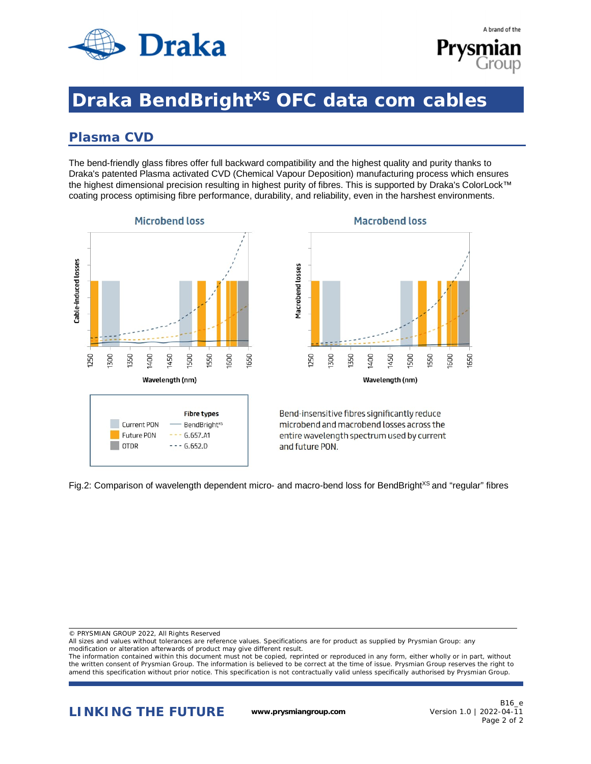# Draka BendBright$^{XS}$ OFC data com cables

## Plasma CVD

The bend-friendly glass fibres offer full backward compatibility and the highest quality and purity thanks to Draka's patented Plasma activated CVD (Chemical Vapour Deposition) manufacturing process which ensures the highest dimensional precision resulting in highest purity of fibres. This is supported by Draka's ColorLock™ coating process optimising fibre performance, durability, and reliability, even in the harshest environments.

Microbend loss

Cable-induced losses

1250 1300 1350 1400 1450 1500 1550 1600 1650

Wavelength (nm)

Macrobend loss

Macrobend losses

1250 1300 1350 1400 1450 1500 1550 1600 1650

Wavelength (nm)

Current PON
Future PON
OTDR

Fibre types
BendBright$^{XS}$
G.657.A1
G.652.D

Bend-insensitive fibres significantly reduce microbend and macrobend losses across the entire wavelength spectrum used by current and future PON.

Fig.2: Comparison of wavelength dependent micro- and macro-bend loss for BendBright$^{XS}$ and “regular” fibres

© PRYSMIAN GROUP 2022, All Rights Reserved
All sizes and values without tolerances are reference values. Specifications are for product as supplied by Prysmian Group: any modification or alteration afterwards of product may give different result.
The information contained within this document must not be copied, reprinted or reproduced in any form, either wholly or in part, without the written consent of Prysmian Group. The information is believed to be correct at the time of issue. Prysmian Group reserves the right to amend this specification without prior notice. This specification is not contractually valid unless specifically authorised by Prysmian Group.

**LINKING THE FUTURE** **www.prysmiangroup.com**

B16_e
Version 1.0 | 2022-04-11